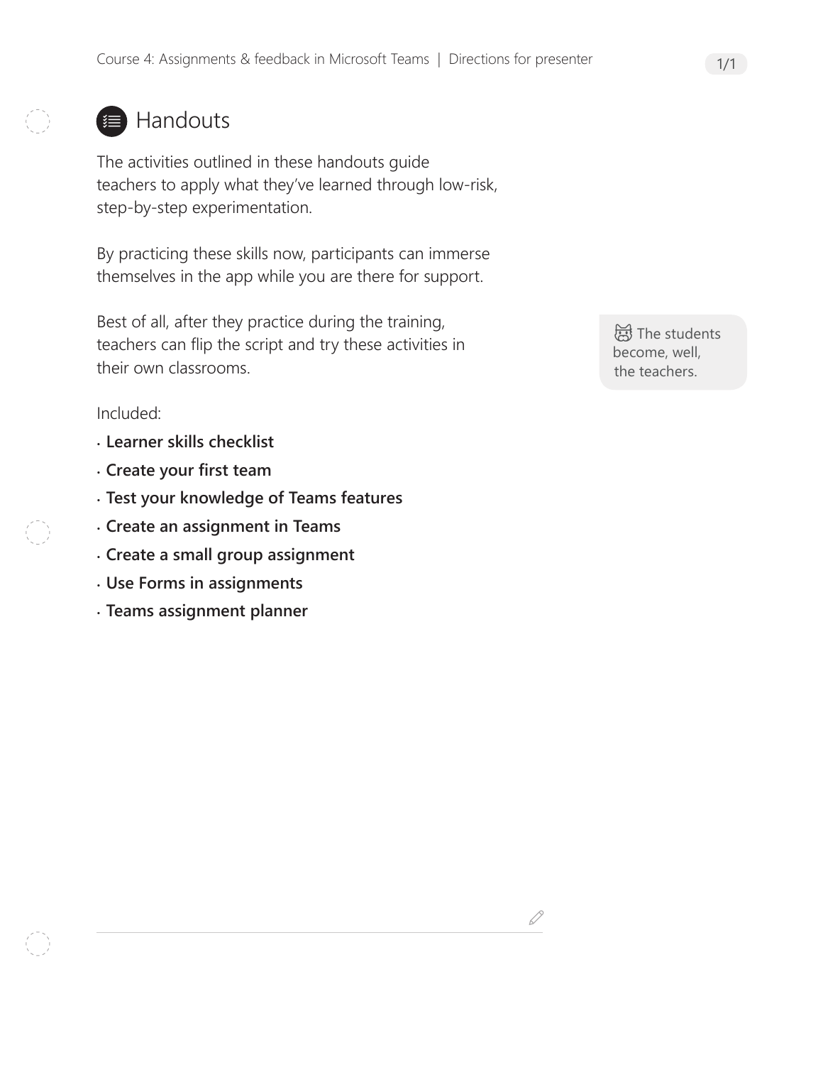# Handouts

The activities outlined in these handouts guide teachers to apply what they've learned through low-risk, step-by-step experimentation.

By practicing these skills now, participants can immerse themselves in the app while you are there for support.

Best of all, after they practice during the training, teachers can flip the script and try these activities in their own classrooms.

The students become, well, the teachers.

Included:

- **Learner skills checklist**
- **Create your first team**
- **Test your knowledge of Teams features**
- **Create an assignment in Teams**
- **Create a small group assignment**
- **Use Forms in assignments**
- **Teams assignment planner**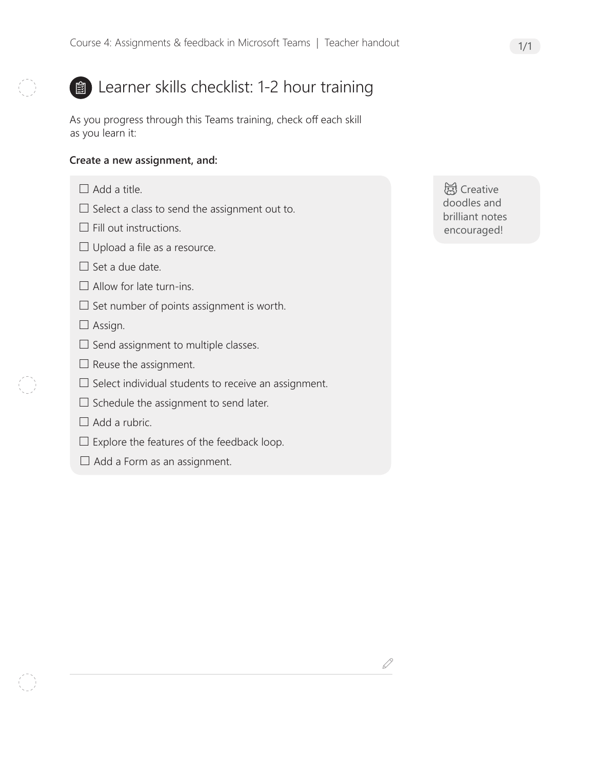# Learner skills checklist: 1-2 hour training

As you progress through this Teams training, check off each skill as you learn it:

**Create a new assignment, and:**

- ☐ Add a title.
- ☐ Select a class to send the assignment out to.
- ☐ Fill out instructions.
- ☐ Upload a file as a resource.
- ☐ Set a due date.
- ☐ Allow for late turn-ins.
- ☐ Set number of points assignment is worth.
- ☐ Assign.
- ☐ Send assignment to multiple classes.
- ☐ Reuse the assignment.
- ☐ Select individual students to receive an assignment.
- ☐ Schedule the assignment to send later.
- ☐ Add a rubric.
- ☐ Explore the features of the feedback loop.
- ☐ Add a Form as an assignment.

Creative doodles and brilliant notes encouraged!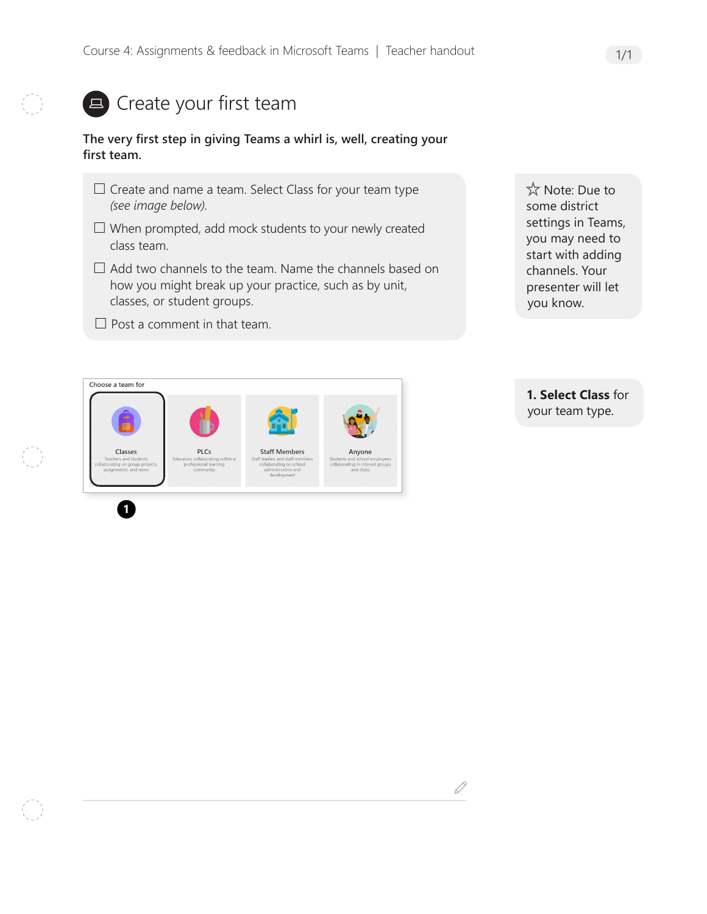# Create your first team

**The very first step in giving Teams a whirl is, well, creating your first team.**

- ☐ Create and name a team. Select Class for your team type *(see image below).*
- ☐ When prompted, add mock students to your newly created class team.
- ☐ Add two channels to the team. Name the channels based on how you might break up your practice, such as by unit, classes, or student groups.
- ☐ Post a comment in that team.

☆ Note: Due to some district settings in Teams, you may need to start with adding channels. Your presenter will let you know.

Choose a team for

| Classes | PLCs | Staff Members | Anyone |
|---|---|---|---|
| Teachers and students collaborating on group projects, assignments, and more | Educators collaborating within a professional learning community | Staff leaders and staff members collaborating on school administration and development | Students and school employees collaborating in interest groups and clubs |

**1. Select Class** for your team type.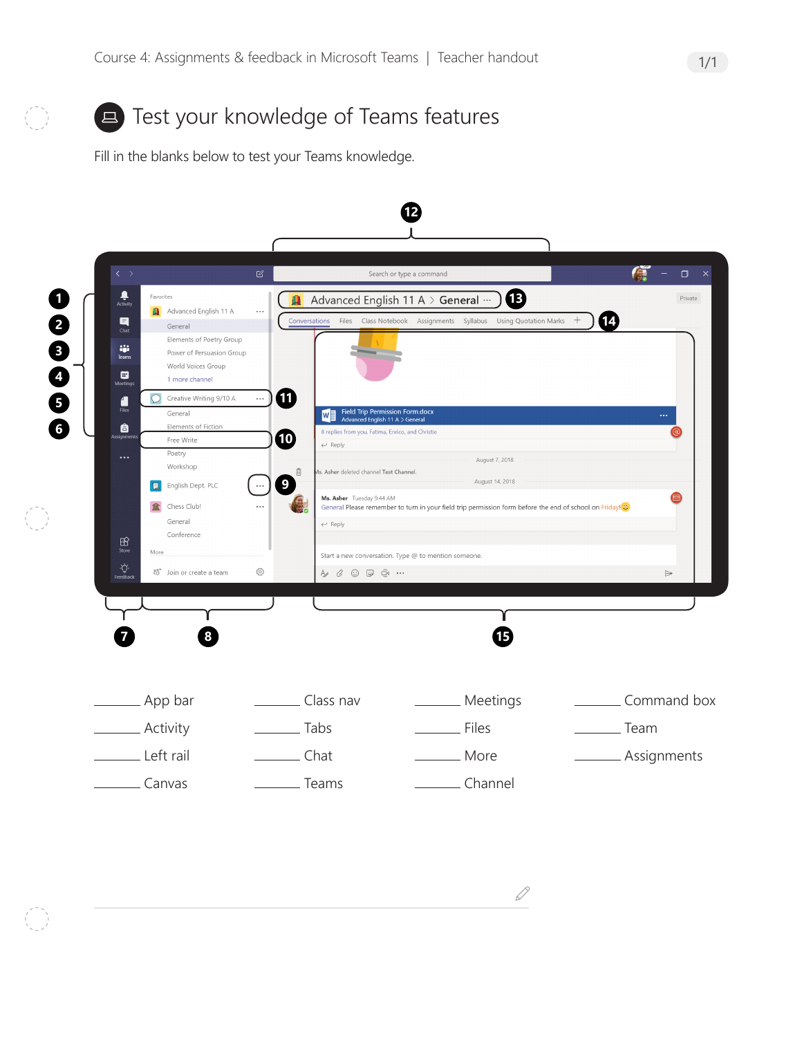# Test your knowledge of Teams features

Fill in the blanks below to test your Teams knowledge.

______ App bar

______ Activity

______ Left rail

______ Canvas

______ Class nav

______ Tabs

______ Chat

______ Teams

______ Meetings

______ Files

______ More

______ Channel

______ Command box

______ Team

______ Assignments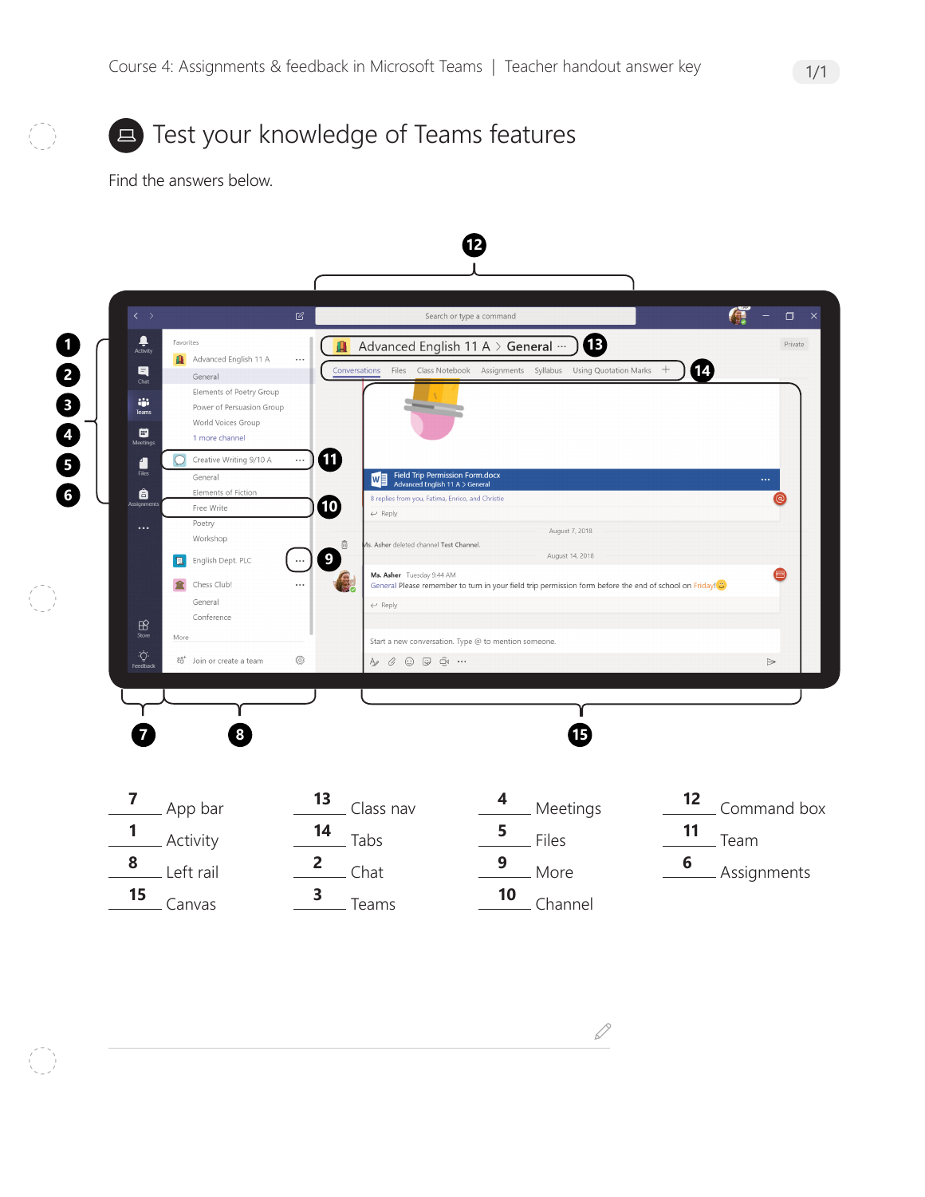# Test your knowledge of Teams features

Find the answers below.

| | | | | | | | |
|---|---|---|---|---|---|---|---|
| 7 | App bar | 13 | Class nav | 4 | Meetings | 12 | Command box |
| 1 | Activity | 14 | Tabs | 5 | Files | 11 | Team |
| 8 | Left rail | 2 | Chat | 9 | More | 6 | Assignments |
| 15 | Canvas | 3 | Teams | 10 | Channel | | |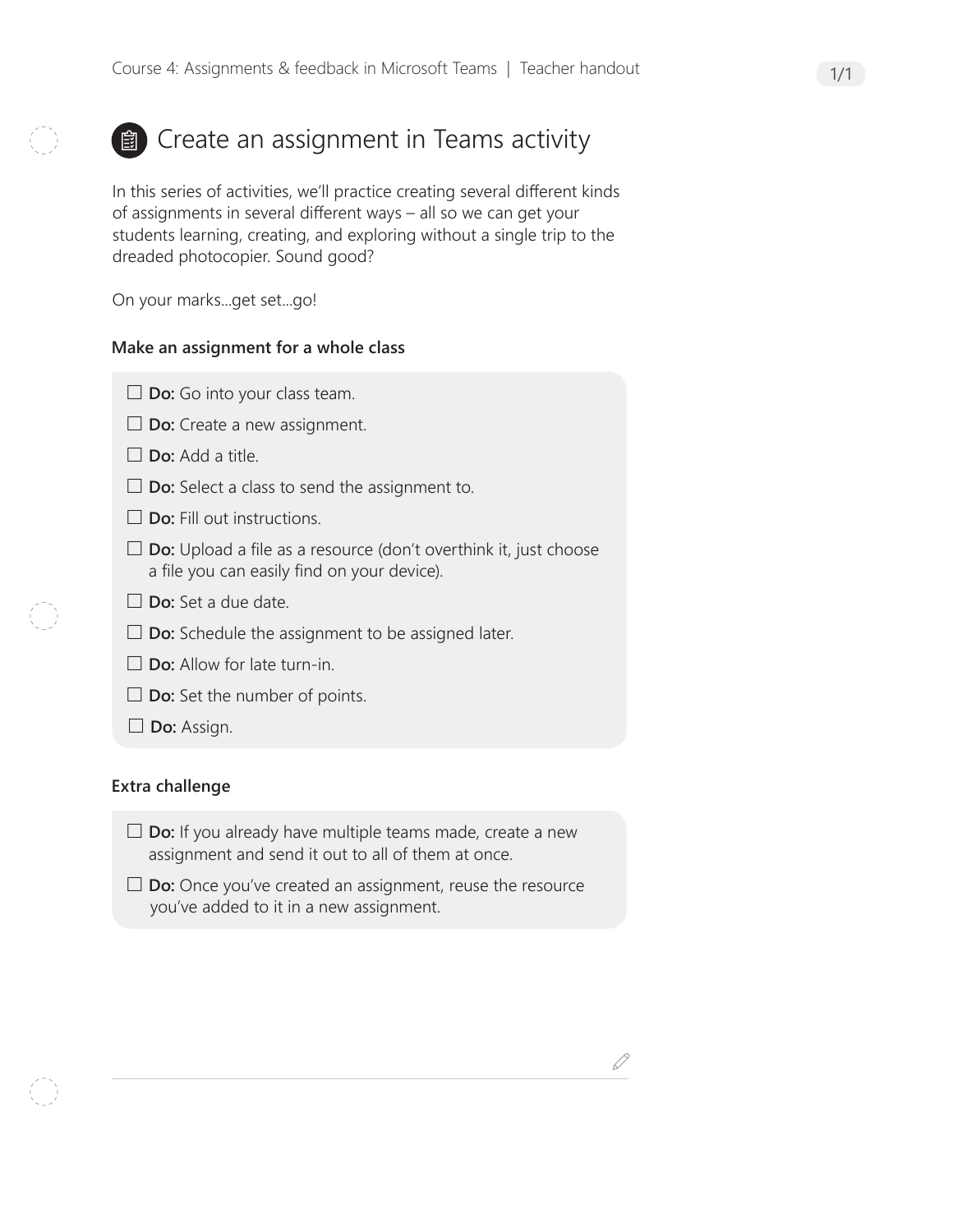# Create an assignment in Teams activity

In this series of activities, we'll practice creating several different kinds of assignments in several different ways – all so we can get your students learning, creating, and exploring without a single trip to the dreaded photocopier. Sound good?

On your marks...get set...go!

**Make an assignment for a whole class**

- ☐ **Do:** Go into your class team.
- ☐ **Do:** Create a new assignment.
- ☐ **Do:** Add a title.
- ☐ **Do:** Select a class to send the assignment to.
- ☐ **Do:** Fill out instructions.
- ☐ **Do:** Upload a file as a resource (don't overthink it, just choose a file you can easily find on your device).
- ☐ **Do:** Set a due date.
- ☐ **Do:** Schedule the assignment to be assigned later.
- ☐ **Do:** Allow for late turn-in.
- ☐ **Do:** Set the number of points.
- ☐ **Do:** Assign.

**Extra challenge**

- ☐ **Do:** If you already have multiple teams made, create a new assignment and send it out to all of them at once.
- ☐ **Do:** Once you've created an assignment, reuse the resource you've added to it in a new assignment.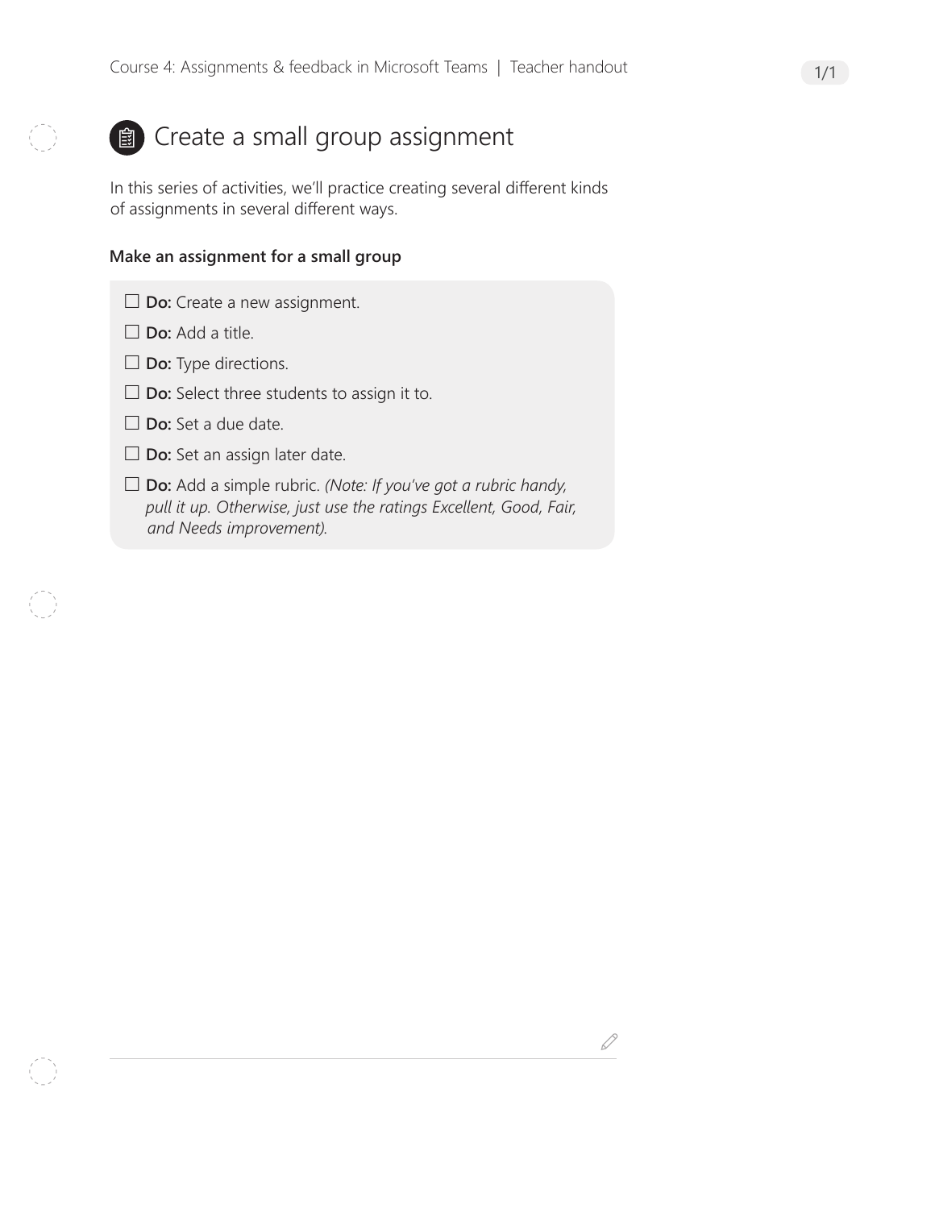# Create a small group assignment

In this series of activities, we'll practice creating several different kinds of assignments in several different ways.

### Make an assignment for a small group

- ☐ **Do:** Create a new assignment.
- ☐ **Do:** Add a title.
- ☐ **Do:** Type directions.
- ☐ **Do:** Select three students to assign it to.
- ☐ **Do:** Set a due date.
- ☐ **Do:** Set an assign later date.
- ☐ **Do:** Add a simple rubric. *(Note: If you've got a rubric handy, pull it up. Otherwise, just use the ratings Excellent, Good, Fair, and Needs improvement).*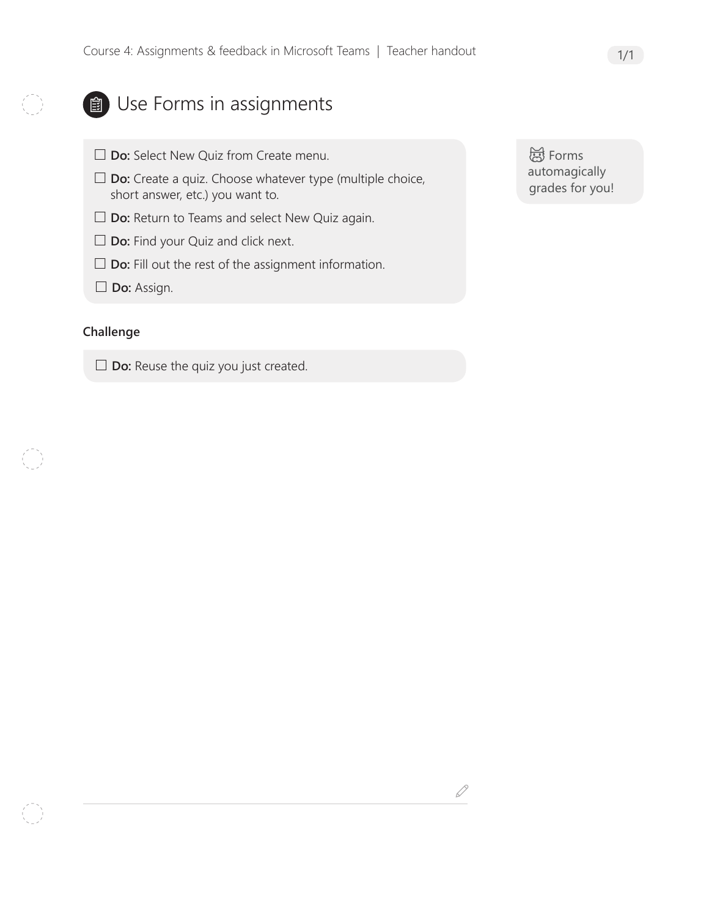# Use Forms in assignments

- ☐ **Do:** Select New Quiz from Create menu.
- ☐ **Do:** Create a quiz. Choose whatever type (multiple choice, short answer, etc.) you want to.
- ☐ **Do:** Return to Teams and select New Quiz again.
- ☐ **Do:** Find your Quiz and click next.
- ☐ **Do:** Fill out the rest of the assignment information.
- ☐ **Do:** Assign.

Forms automagically grades for you!

**Challenge**

- ☐ **Do:** Reuse the quiz you just created.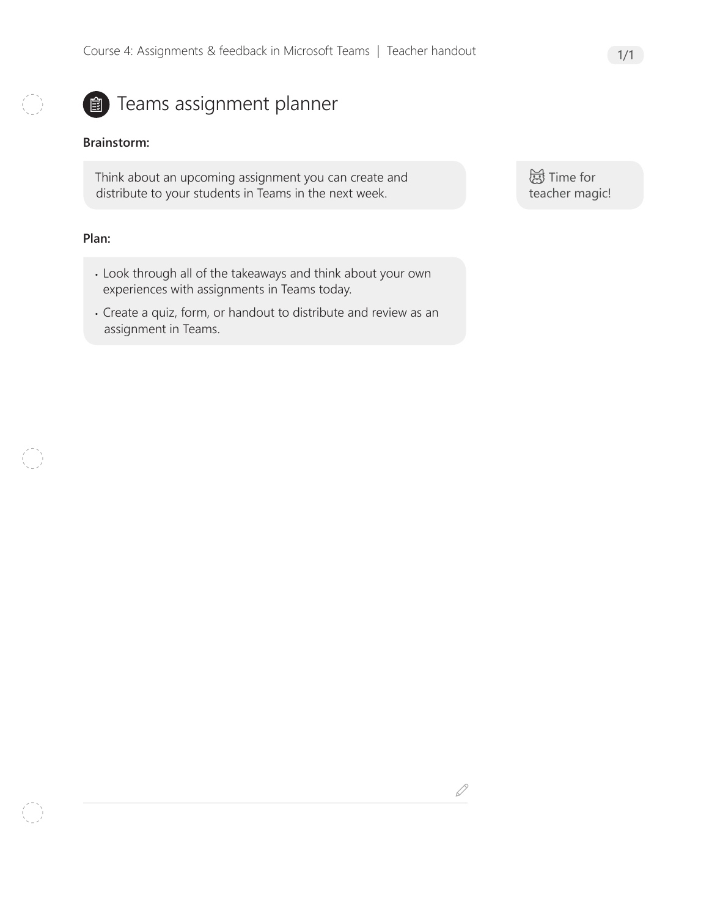# Teams assignment planner

**Brainstorm:**

Think about an upcoming assignment you can create and distribute to your students in Teams in the next week.

Time for teacher magic!

**Plan:**

- Look through all of the takeaways and think about your own experiences with assignments in Teams today.
- Create a quiz, form, or handout to distribute and review as an assignment in Teams.